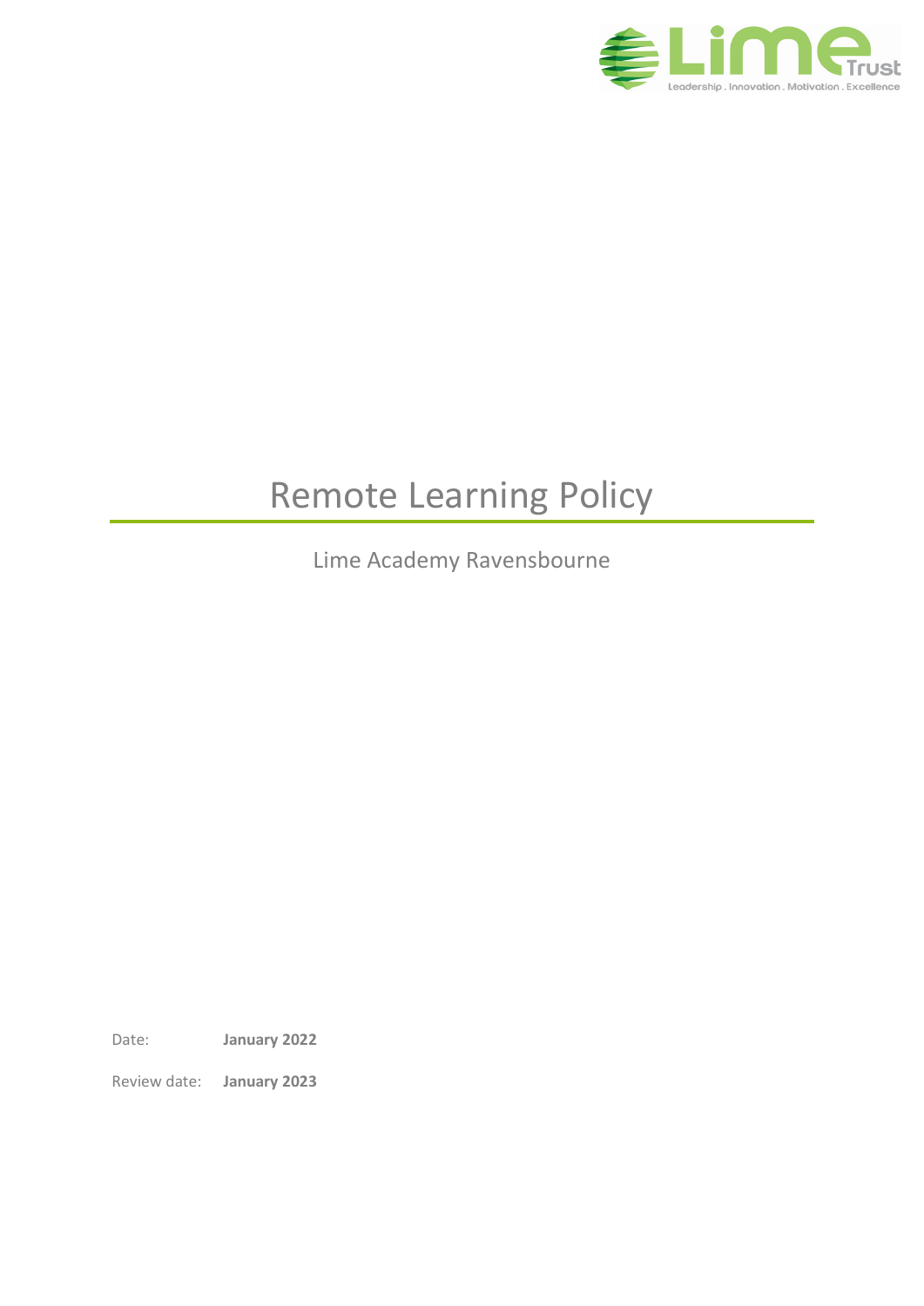# Remote Learning Policy

Lime Academy Ravensbourne

Date: **January 2022**

Review date: **January 2023**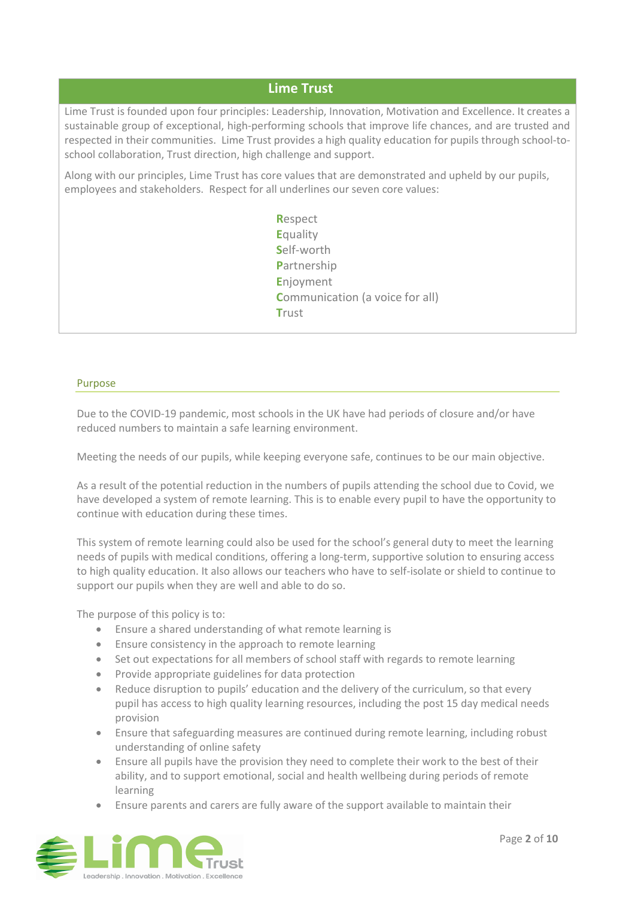## Lime Trust

Lime Trust is founded upon four principles: Leadership, Innovation, Motivation and Excellence. It creates a sustainable group of exceptional, high-performing schools that improve life chances, and are trusted and respected in their communities. Lime Trust provides a high quality education for pupils through school-to-school collaboration, Trust direction, high challenge and support.

Along with our principles, Lime Trust has core values that are demonstrated and upheld by our pupils, employees and stakeholders. Respect for all underlines our seven core values:

**R**espect
**E**quality
**S**elf-worth
**P**artnership
**E**njoyment
**C**ommunication (a voice for all)
**T**rust

### Purpose

Due to the COVID-19 pandemic, most schools in the UK have had periods of closure and/or have reduced numbers to maintain a safe learning environment.

Meeting the needs of our pupils, while keeping everyone safe, continues to be our main objective.

As a result of the potential reduction in the numbers of pupils attending the school due to Covid, we have developed a system of remote learning. This is to enable every pupil to have the opportunity to continue with education during these times.

This system of remote learning could also be used for the school's general duty to meet the learning needs of pupils with medical conditions, offering a long-term, supportive solution to ensuring access to high quality education. It also allows our teachers who have to self-isolate or shield to continue to support our pupils when they are well and able to do so.

The purpose of this policy is to:

- Ensure a shared understanding of what remote learning is
- Ensure consistency in the approach to remote learning
- Set out expectations for all members of school staff with regards to remote learning
- Provide appropriate guidelines for data protection
- Reduce disruption to pupils' education and the delivery of the curriculum, so that every pupil has access to high quality learning resources, including the post 15 day medical needs provision
- Ensure that safeguarding measures are continued during remote learning, including robust understanding of online safety
- Ensure all pupils have the provision they need to complete their work to the best of their ability, and to support emotional, social and health wellbeing during periods of remote learning
- Ensure parents and carers are fully aware of the support available to maintain their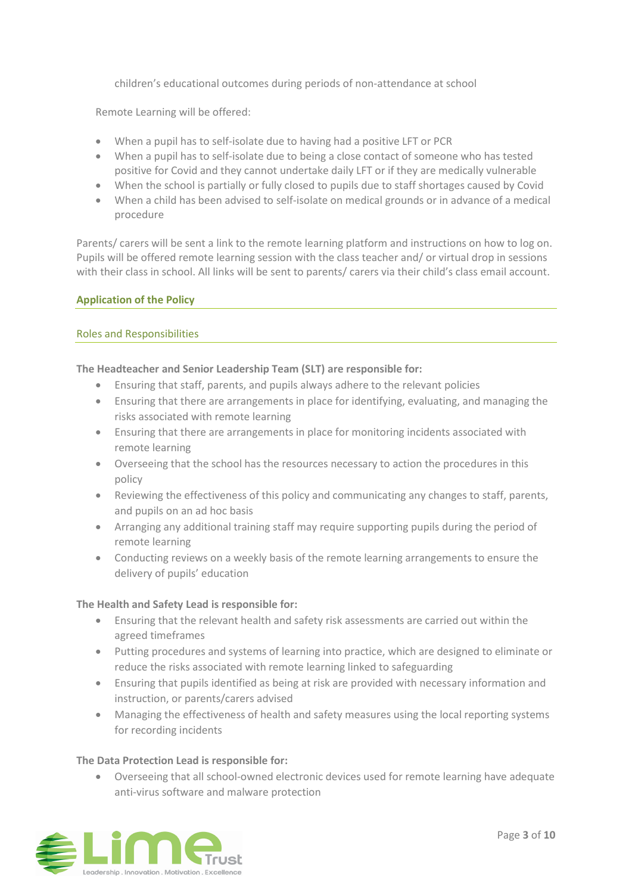children's educational outcomes during periods of non-attendance at school

Remote Learning will be offered:

- When a pupil has to self-isolate due to having had a positive LFT or PCR
- When a pupil has to self-isolate due to being a close contact of someone who has tested positive for Covid and they cannot undertake daily LFT or if they are medically vulnerable
- When the school is partially or fully closed to pupils due to staff shortages caused by Covid
- When a child has been advised to self-isolate on medical grounds or in advance of a medical procedure

Parents/ carers will be sent a link to the remote learning platform and instructions on how to log on. Pupils will be offered remote learning session with the class teacher and/ or virtual drop in sessions with their class in school. All links will be sent to parents/ carers via their child's class email account.

## Application of the Policy

### Roles and Responsibilities

**The Headteacher and Senior Leadership Team (SLT) are responsible for:**

- Ensuring that staff, parents, and pupils always adhere to the relevant policies
- Ensuring that there are arrangements in place for identifying, evaluating, and managing the risks associated with remote learning
- Ensuring that there are arrangements in place for monitoring incidents associated with remote learning
- Overseeing that the school has the resources necessary to action the procedures in this policy
- Reviewing the effectiveness of this policy and communicating any changes to staff, parents, and pupils on an ad hoc basis
- Arranging any additional training staff may require supporting pupils during the period of remote learning
- Conducting reviews on a weekly basis of the remote learning arrangements to ensure the delivery of pupils' education

**The Health and Safety Lead is responsible for:**

- Ensuring that the relevant health and safety risk assessments are carried out within the agreed timeframes
- Putting procedures and systems of learning into practice, which are designed to eliminate or reduce the risks associated with remote learning linked to safeguarding
- Ensuring that pupils identified as being at risk are provided with necessary information and instruction, or parents/carers advised
- Managing the effectiveness of health and safety measures using the local reporting systems for recording incidents

**The Data Protection Lead is responsible for:**

- Overseeing that all school-owned electronic devices used for remote learning have adequate anti-virus software and malware protection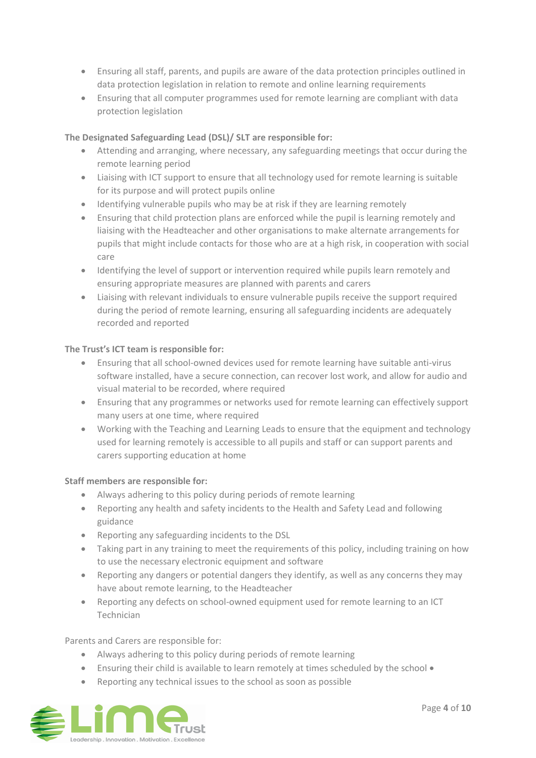- Ensuring all staff, parents, and pupils are aware of the data protection principles outlined in data protection legislation in relation to remote and online learning requirements
- Ensuring that all computer programmes used for remote learning are compliant with data protection legislation

**The Designated Safeguarding Lead (DSL)/ SLT are responsible for:**

- Attending and arranging, where necessary, any safeguarding meetings that occur during the remote learning period
- Liaising with ICT support to ensure that all technology used for remote learning is suitable for its purpose and will protect pupils online
- Identifying vulnerable pupils who may be at risk if they are learning remotely
- Ensuring that child protection plans are enforced while the pupil is learning remotely and liaising with the Headteacher and other organisations to make alternate arrangements for pupils that might include contacts for those who are at a high risk, in cooperation with social care
- Identifying the level of support or intervention required while pupils learn remotely and ensuring appropriate measures are planned with parents and carers
- Liaising with relevant individuals to ensure vulnerable pupils receive the support required during the period of remote learning, ensuring all safeguarding incidents are adequately recorded and reported

**The Trust's ICT team is responsible for:**

- Ensuring that all school-owned devices used for remote learning have suitable anti-virus software installed, have a secure connection, can recover lost work, and allow for audio and visual material to be recorded, where required
- Ensuring that any programmes or networks used for remote learning can effectively support many users at one time, where required
- Working with the Teaching and Learning Leads to ensure that the equipment and technology used for learning remotely is accessible to all pupils and staff or can support parents and carers supporting education at home

**Staff members are responsible for:**

- Always adhering to this policy during periods of remote learning
- Reporting any health and safety incidents to the Health and Safety Lead and following guidance
- Reporting any safeguarding incidents to the DSL
- Taking part in any training to meet the requirements of this policy, including training on how to use the necessary electronic equipment and software
- Reporting any dangers or potential dangers they identify, as well as any concerns they may have about remote learning, to the Headteacher
- Reporting any defects on school-owned equipment used for remote learning to an ICT Technician

Parents and Carers are responsible for:

- Always adhering to this policy during periods of remote learning
- Ensuring their child is available to learn remotely at times scheduled by the school •
- Reporting any technical issues to the school as soon as possible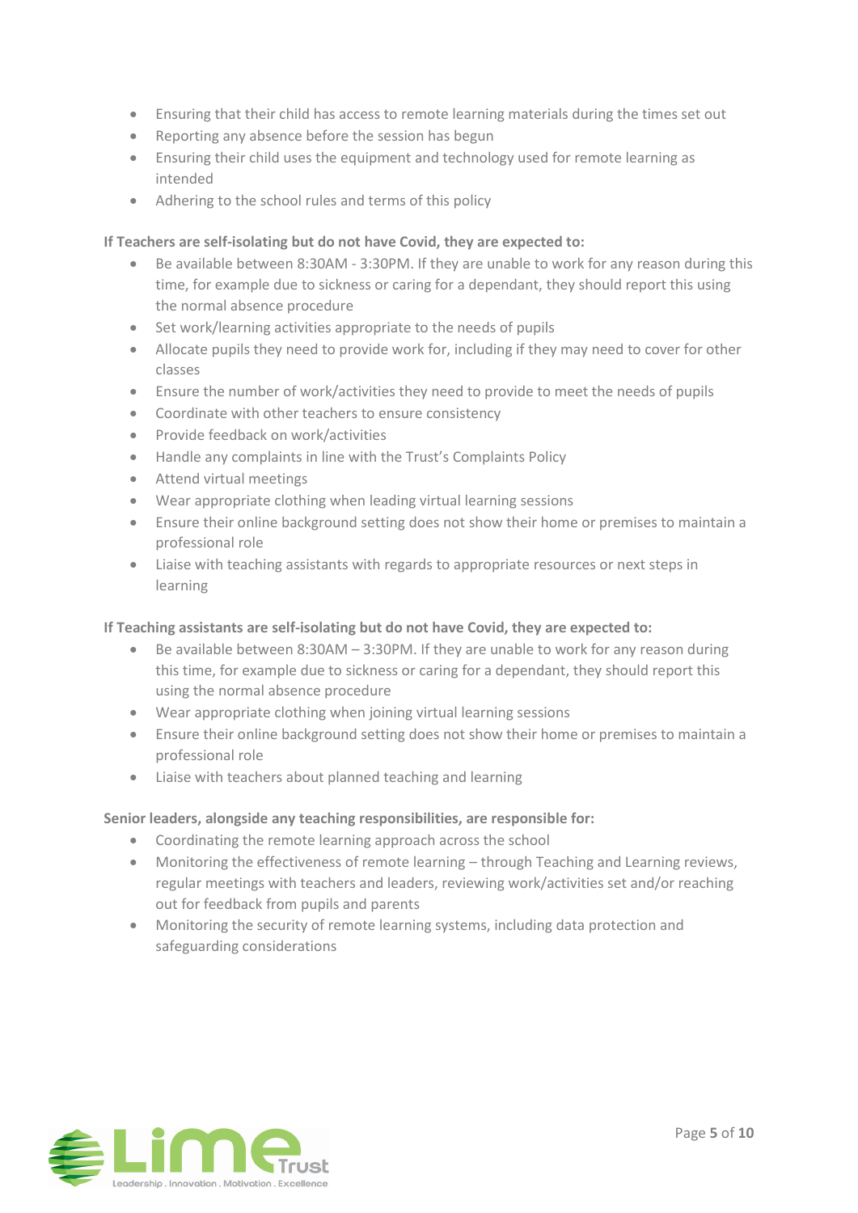- Ensuring that their child has access to remote learning materials during the times set out
- Reporting any absence before the session has begun
- Ensuring their child uses the equipment and technology used for remote learning as intended
- Adhering to the school rules and terms of this policy

**If Teachers are self-isolating but do not have Covid, they are expected to:**

- Be available between 8:30AM - 3:30PM. If they are unable to work for any reason during this time, for example due to sickness or caring for a dependant, they should report this using the normal absence procedure
- Set work/learning activities appropriate to the needs of pupils
- Allocate pupils they need to provide work for, including if they may need to cover for other classes
- Ensure the number of work/activities they need to provide to meet the needs of pupils
- Coordinate with other teachers to ensure consistency
- Provide feedback on work/activities
- Handle any complaints in line with the Trust's Complaints Policy
- Attend virtual meetings
- Wear appropriate clothing when leading virtual learning sessions
- Ensure their online background setting does not show their home or premises to maintain a professional role
- Liaise with teaching assistants with regards to appropriate resources or next steps in learning

**If Teaching assistants are self-isolating but do not have Covid, they are expected to:**

- Be available between 8:30AM – 3:30PM. If they are unable to work for any reason during this time, for example due to sickness or caring for a dependant, they should report this using the normal absence procedure
- Wear appropriate clothing when joining virtual learning sessions
- Ensure their online background setting does not show their home or premises to maintain a professional role
- Liaise with teachers about planned teaching and learning

**Senior leaders, alongside any teaching responsibilities, are responsible for:**

- Coordinating the remote learning approach across the school
- Monitoring the effectiveness of remote learning – through Teaching and Learning reviews, regular meetings with teachers and leaders, reviewing work/activities set and/or reaching out for feedback from pupils and parents
- Monitoring the security of remote learning systems, including data protection and safeguarding considerations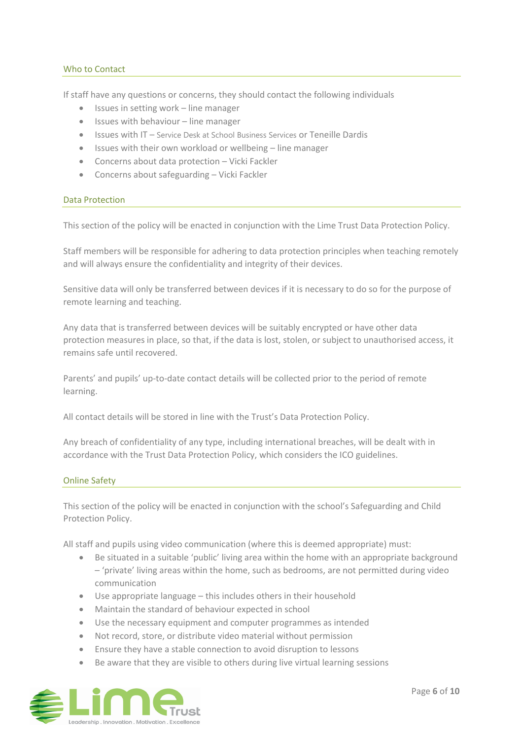## Who to Contact

If staff have any questions or concerns, they should contact the following individuals

- Issues in setting work – line manager
- Issues with behaviour – line manager
- Issues with IT – Service Desk at School Business Services or Teneille Dardis
- Issues with their own workload or wellbeing – line manager
- Concerns about data protection – Vicki Fackler
- Concerns about safeguarding – Vicki Fackler

## Data Protection

This section of the policy will be enacted in conjunction with the Lime Trust Data Protection Policy.

Staff members will be responsible for adhering to data protection principles when teaching remotely and will always ensure the confidentiality and integrity of their devices.

Sensitive data will only be transferred between devices if it is necessary to do so for the purpose of remote learning and teaching.

Any data that is transferred between devices will be suitably encrypted or have other data protection measures in place, so that, if the data is lost, stolen, or subject to unauthorised access, it remains safe until recovered.

Parents' and pupils' up-to-date contact details will be collected prior to the period of remote learning.

All contact details will be stored in line with the Trust's Data Protection Policy.

Any breach of confidentiality of any type, including international breaches, will be dealt with in accordance with the Trust Data Protection Policy, which considers the ICO guidelines.

## Online Safety

This section of the policy will be enacted in conjunction with the school's Safeguarding and Child Protection Policy.

All staff and pupils using video communication (where this is deemed appropriate) must:

- Be situated in a suitable 'public' living area within the home with an appropriate background – 'private' living areas within the home, such as bedrooms, are not permitted during video communication
- Use appropriate language – this includes others in their household
- Maintain the standard of behaviour expected in school
- Use the necessary equipment and computer programmes as intended
- Not record, store, or distribute video material without permission
- Ensure they have a stable connection to avoid disruption to lessons
- Be aware that they are visible to others during live virtual learning sessions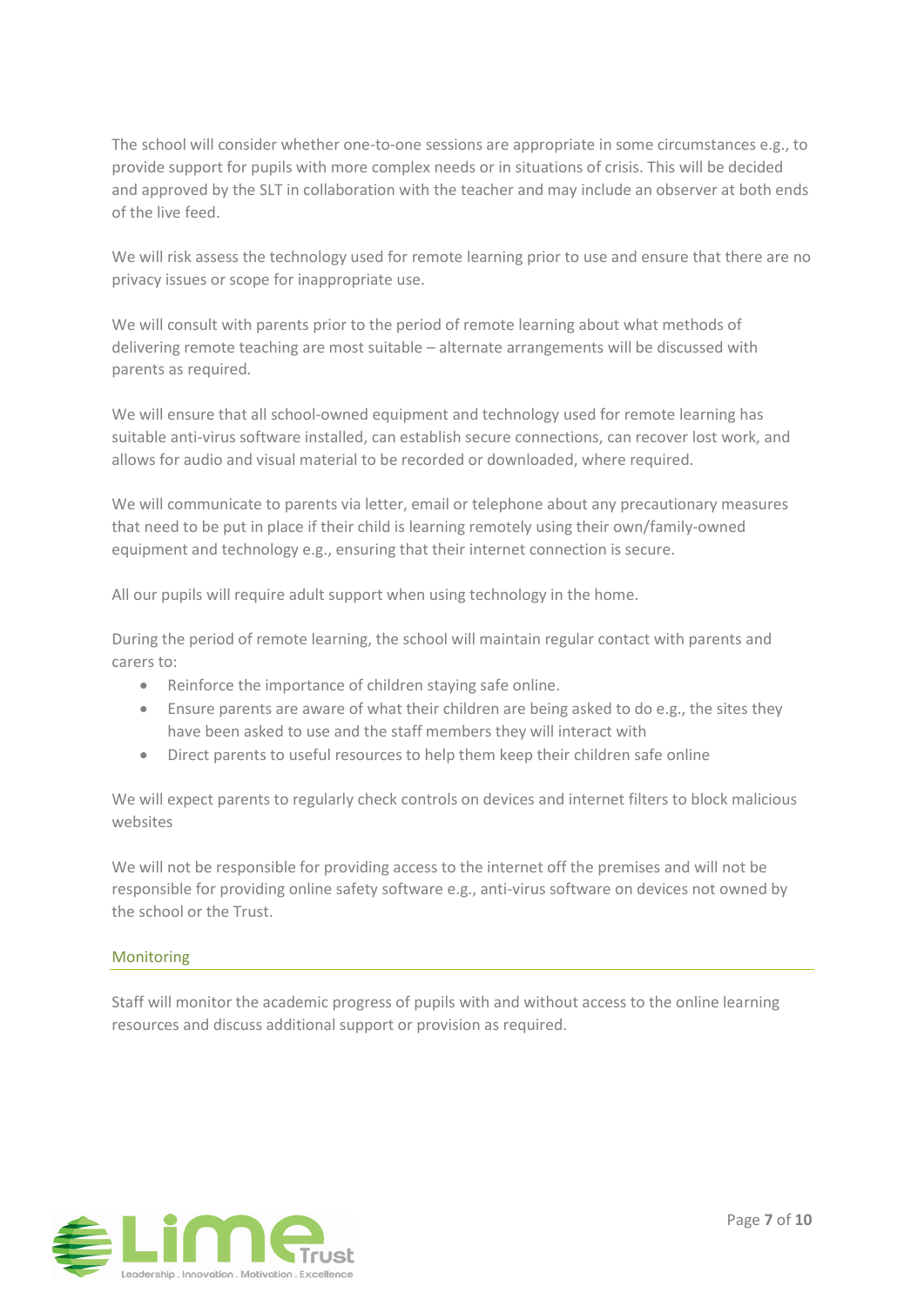The school will consider whether one-to-one sessions are appropriate in some circumstances e.g., to provide support for pupils with more complex needs or in situations of crisis. This will be decided and approved by the SLT in collaboration with the teacher and may include an observer at both ends of the live feed.

We will risk assess the technology used for remote learning prior to use and ensure that there are no privacy issues or scope for inappropriate use.

We will consult with parents prior to the period of remote learning about what methods of delivering remote teaching are most suitable – alternate arrangements will be discussed with parents as required.

We will ensure that all school-owned equipment and technology used for remote learning has suitable anti-virus software installed, can establish secure connections, can recover lost work, and allows for audio and visual material to be recorded or downloaded, where required.

We will communicate to parents via letter, email or telephone about any precautionary measures that need to be put in place if their child is learning remotely using their own/family-owned equipment and technology e.g., ensuring that their internet connection is secure.

All our pupils will require adult support when using technology in the home.

During the period of remote learning, the school will maintain regular contact with parents and carers to:

- Reinforce the importance of children staying safe online.
- Ensure parents are aware of what their children are being asked to do e.g., the sites they have been asked to use and the staff members they will interact with
- Direct parents to useful resources to help them keep their children safe online

We will expect parents to regularly check controls on devices and internet filters to block malicious websites

We will not be responsible for providing access to the internet off the premises and will not be responsible for providing online safety software e.g., anti-virus software on devices not owned by the school or the Trust.

## Monitoring

Staff will monitor the academic progress of pupils with and without access to the online learning resources and discuss additional support or provision as required.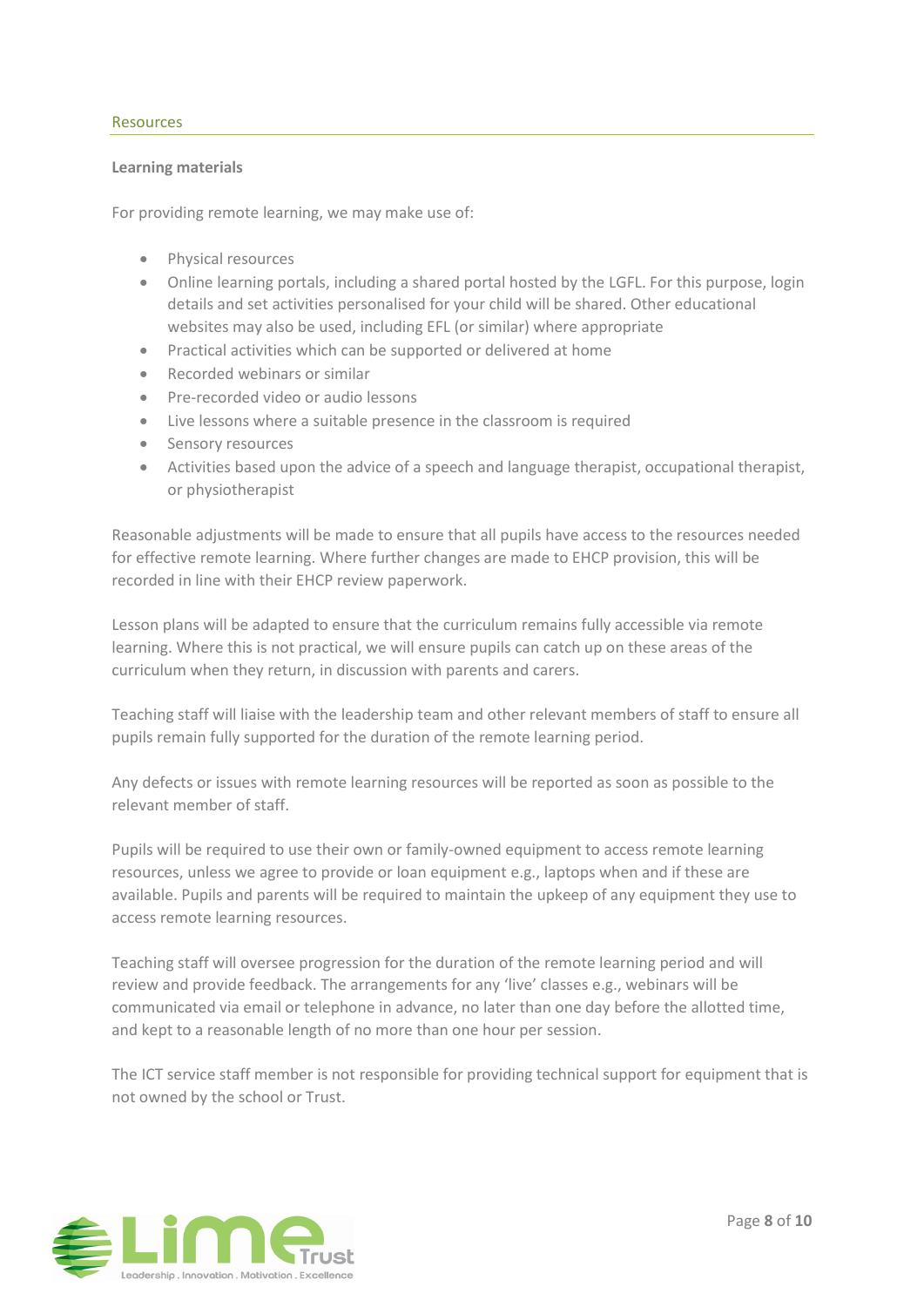## Resources

### Learning materials

For providing remote learning, we may make use of:

- Physical resources
- Online learning portals, including a shared portal hosted by the LGFL. For this purpose, login details and set activities personalised for your child will be shared. Other educational websites may also be used, including EFL (or similar) where appropriate
- Practical activities which can be supported or delivered at home
- Recorded webinars or similar
- Pre-recorded video or audio lessons
- Live lessons where a suitable presence in the classroom is required
- Sensory resources
- Activities based upon the advice of a speech and language therapist, occupational therapist, or physiotherapist

Reasonable adjustments will be made to ensure that all pupils have access to the resources needed for effective remote learning. Where further changes are made to EHCP provision, this will be recorded in line with their EHCP review paperwork.

Lesson plans will be adapted to ensure that the curriculum remains fully accessible via remote learning. Where this is not practical, we will ensure pupils can catch up on these areas of the curriculum when they return, in discussion with parents and carers.

Teaching staff will liaise with the leadership team and other relevant members of staff to ensure all pupils remain fully supported for the duration of the remote learning period.

Any defects or issues with remote learning resources will be reported as soon as possible to the relevant member of staff.

Pupils will be required to use their own or family-owned equipment to access remote learning resources, unless we agree to provide or loan equipment e.g., laptops when and if these are available. Pupils and parents will be required to maintain the upkeep of any equipment they use to access remote learning resources.

Teaching staff will oversee progression for the duration of the remote learning period and will review and provide feedback. The arrangements for any 'live' classes e.g., webinars will be communicated via email or telephone in advance, no later than one day before the allotted time, and kept to a reasonable length of no more than one hour per session.

The ICT service staff member is not responsible for providing technical support for equipment that is not owned by the school or Trust.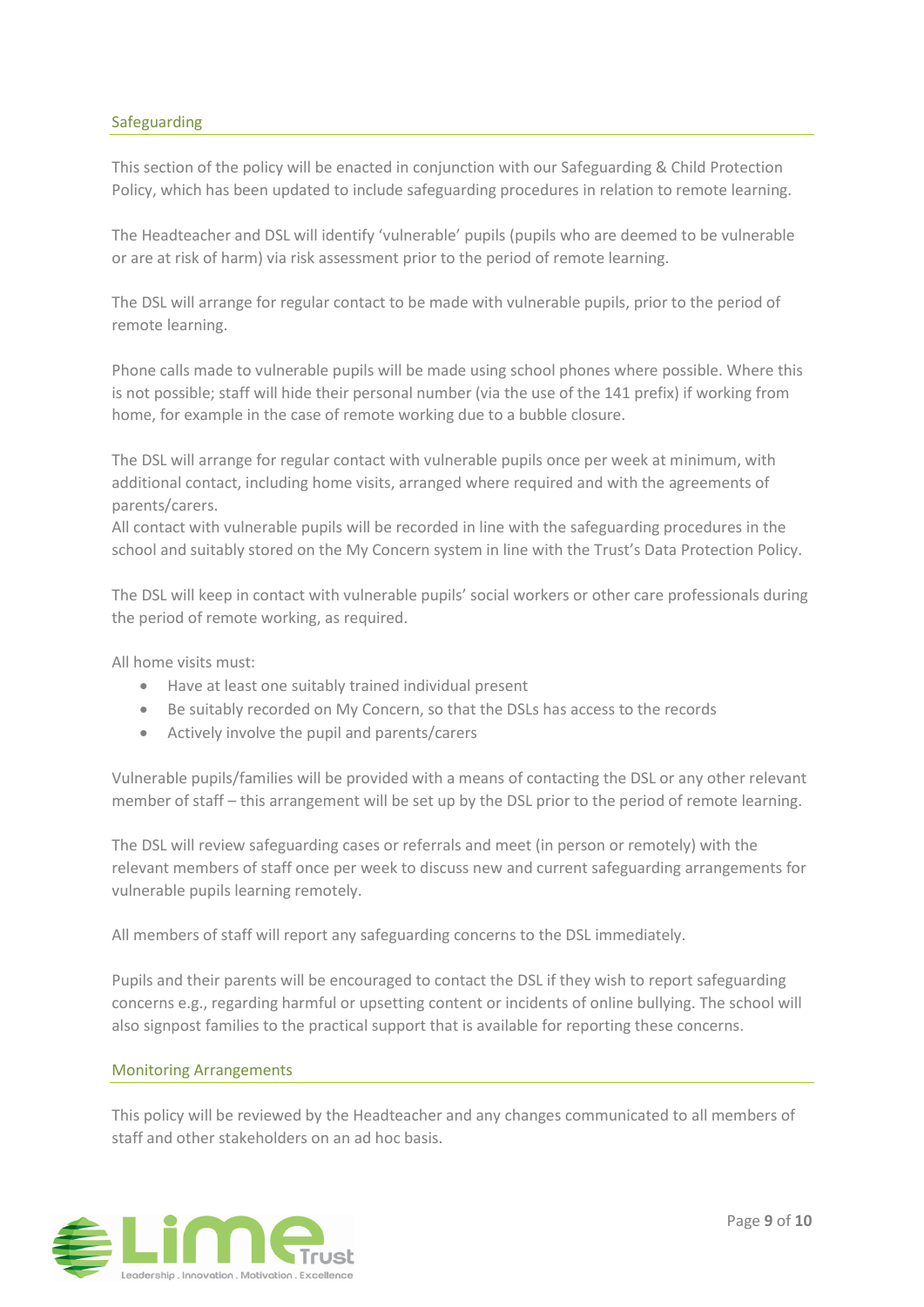## Safeguarding

This section of the policy will be enacted in conjunction with our Safeguarding & Child Protection Policy, which has been updated to include safeguarding procedures in relation to remote learning.

The Headteacher and DSL will identify 'vulnerable' pupils (pupils who are deemed to be vulnerable or are at risk of harm) via risk assessment prior to the period of remote learning.

The DSL will arrange for regular contact to be made with vulnerable pupils, prior to the period of remote learning.

Phone calls made to vulnerable pupils will be made using school phones where possible. Where this is not possible; staff will hide their personal number (via the use of the 141 prefix) if working from home, for example in the case of remote working due to a bubble closure.

The DSL will arrange for regular contact with vulnerable pupils once per week at minimum, with additional contact, including home visits, arranged where required and with the agreements of parents/carers.
All contact with vulnerable pupils will be recorded in line with the safeguarding procedures in the school and suitably stored on the My Concern system in line with the Trust's Data Protection Policy.

The DSL will keep in contact with vulnerable pupils' social workers or other care professionals during the period of remote working, as required.

All home visits must:

- Have at least one suitably trained individual present
- Be suitably recorded on My Concern, so that the DSLs has access to the records
- Actively involve the pupil and parents/carers

Vulnerable pupils/families will be provided with a means of contacting the DSL or any other relevant member of staff – this arrangement will be set up by the DSL prior to the period of remote learning.

The DSL will review safeguarding cases or referrals and meet (in person or remotely) with the relevant members of staff once per week to discuss new and current safeguarding arrangements for vulnerable pupils learning remotely.

All members of staff will report any safeguarding concerns to the DSL immediately.

Pupils and their parents will be encouraged to contact the DSL if they wish to report safeguarding concerns e.g., regarding harmful or upsetting content or incidents of online bullying. The school will also signpost families to the practical support that is available for reporting these concerns.

## Monitoring Arrangements

This policy will be reviewed by the Headteacher and any changes communicated to all members of staff and other stakeholders on an ad hoc basis.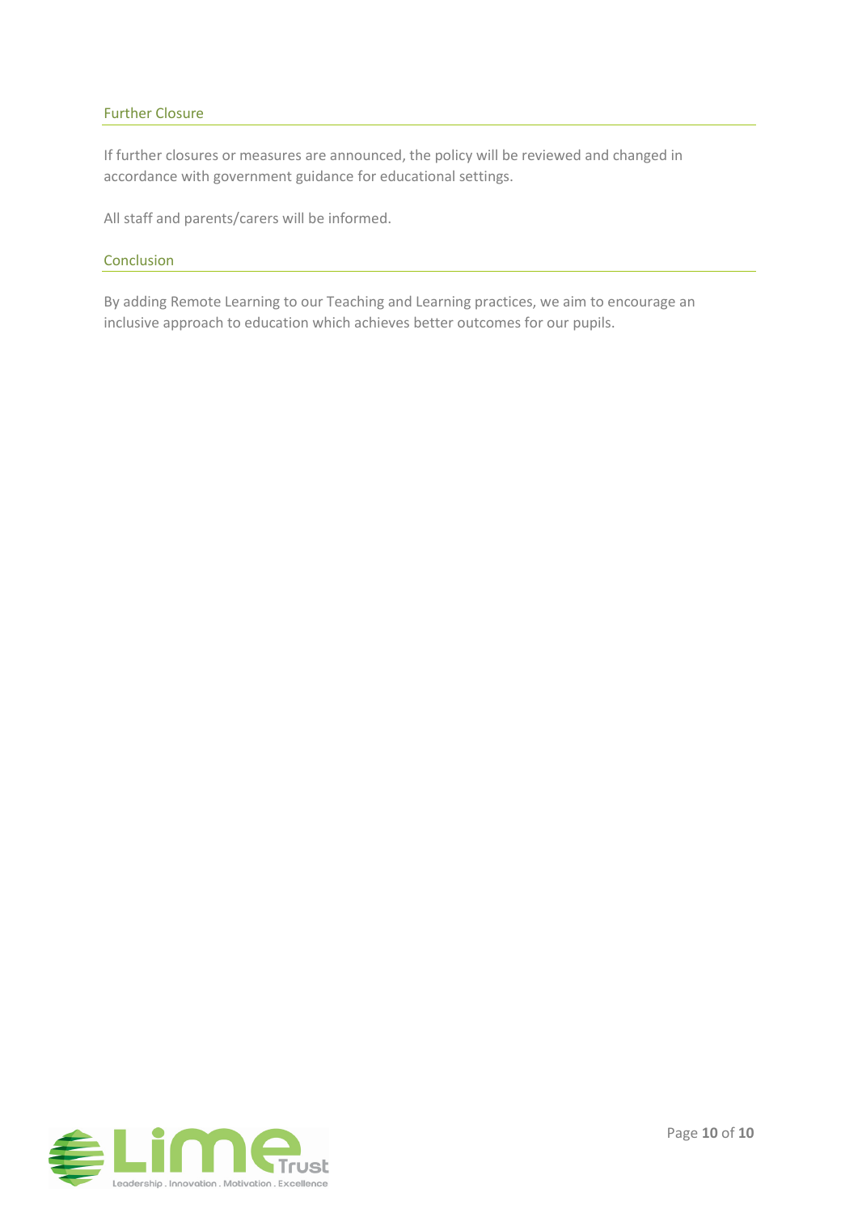## Further Closure

If further closures or measures are announced, the policy will be reviewed and changed in accordance with government guidance for educational settings.

All staff and parents/carers will be informed.

## Conclusion

By adding Remote Learning to our Teaching and Learning practices, we aim to encourage an inclusive approach to education which achieves better outcomes for our pupils.